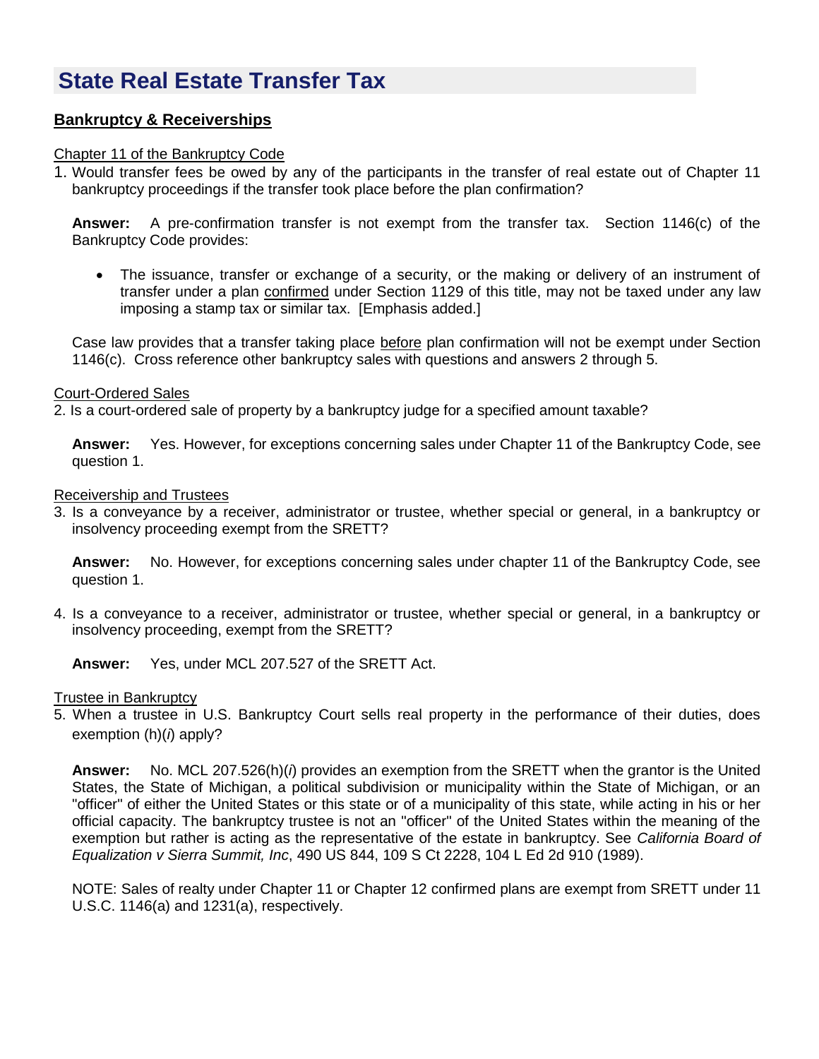# State Real Estate Transfer Tax

## Bankruptcy & Receiverships

Chapter 11 of the Bankruptcy Code

1. Would transfer fees be owed by any of the participants in the transfer of real estate out of Chapter 11 bankruptcy proceedings if the transfer took place before the plan confirmation?

   **Answer:** A pre-confirmation transfer is not exempt from the transfer tax. Section 1146(c) of the Bankruptcy Code provides:

   - The issuance, transfer or exchange of a security, or the making or delivery of an instrument of transfer under a plan confirmed under Section 1129 of this title, may not be taxed under any law imposing a stamp tax or similar tax. [Emphasis added.]

   Case law provides that a transfer taking place before plan confirmation will not be exempt under Section 1146(c). Cross reference other bankruptcy sales with questions and answers 2 through 5.

Court-Ordered Sales

2. Is a court-ordered sale of property by a bankruptcy judge for a specified amount taxable?

   **Answer:** Yes. However, for exceptions concerning sales under Chapter 11 of the Bankruptcy Code, see question 1.

Receivership and Trustees

3. Is a conveyance by a receiver, administrator or trustee, whether special or general, in a bankruptcy or insolvency proceeding exempt from the SRETT?

   **Answer:** No. However, for exceptions concerning sales under chapter 11 of the Bankruptcy Code, see question 1.

4. Is a conveyance to a receiver, administrator or trustee, whether special or general, in a bankruptcy or insolvency proceeding, exempt from the SRETT?

   **Answer:** Yes, under MCL 207.527 of the SRETT Act.

Trustee in Bankruptcy

5. When a trustee in U.S. Bankruptcy Court sells real property in the performance of their duties, does exemption (h)(*i*) apply?

   **Answer:** No. MCL 207.526(h)(*i*) provides an exemption from the SRETT when the grantor is the United States, the State of Michigan, a political subdivision or municipality within the State of Michigan, or an "officer" of either the United States or this state or of a municipality of this state, while acting in his or her official capacity. The bankruptcy trustee is not an "officer" of the United States within the meaning of the exemption but rather is acting as the representative of the estate in bankruptcy. See *California Board of Equalization v Sierra Summit, Inc*, 490 US 844, 109 S Ct 2228, 104 L Ed 2d 910 (1989).

   NOTE: Sales of realty under Chapter 11 or Chapter 12 confirmed plans are exempt from SRETT under 11 U.S.C. 1146(a) and 1231(a), respectively.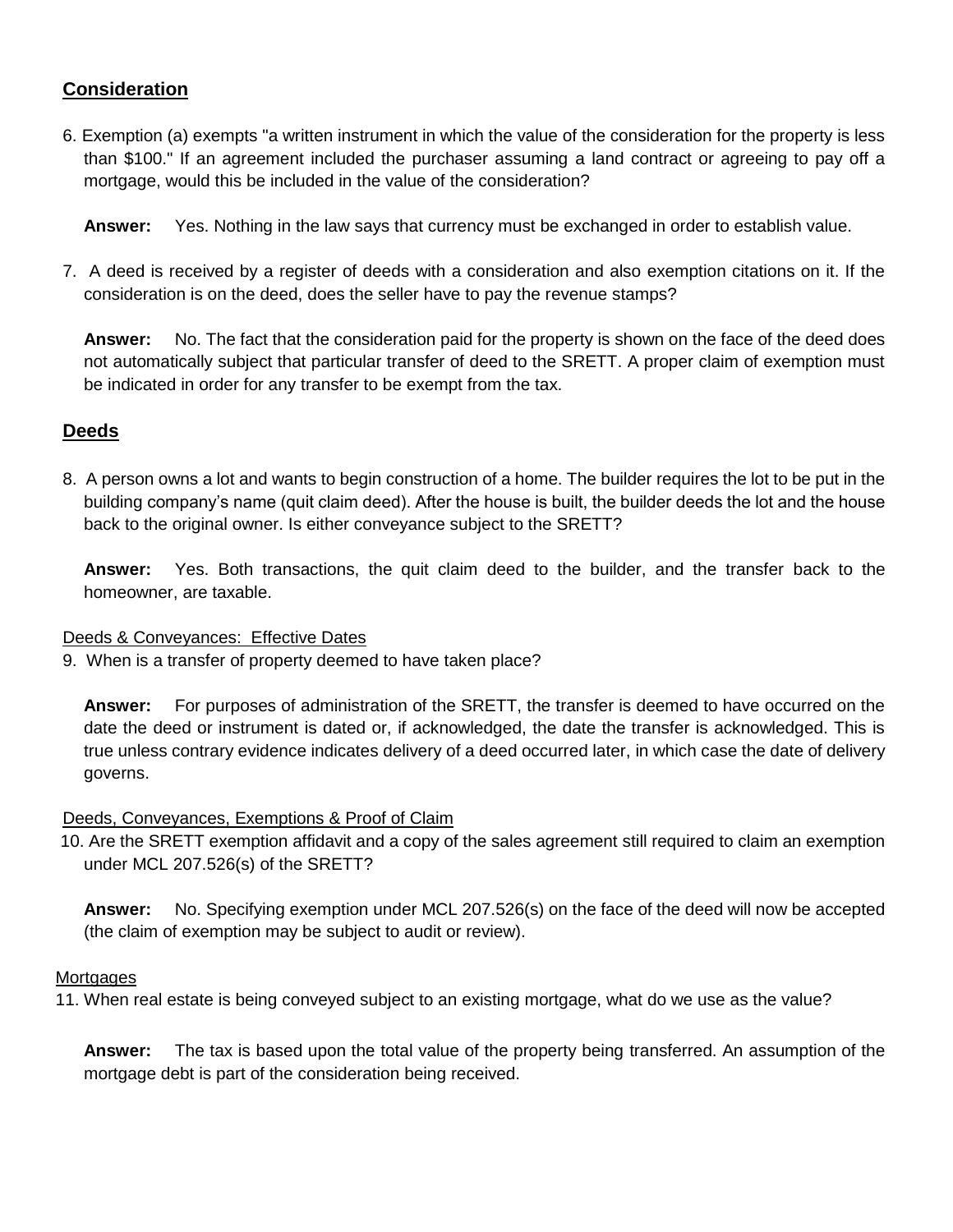## Consideration

6. Exemption (a) exempts "a written instrument in which the value of the consideration for the property is less than $100." If an agreement included the purchaser assuming a land contract or agreeing to pay off a mortgage, would this be included in the value of the consideration?

   **Answer:** Yes. Nothing in the law says that currency must be exchanged in order to establish value.

7. A deed is received by a register of deeds with a consideration and also exemption citations on it. If the consideration is on the deed, does the seller have to pay the revenue stamps?

   **Answer:** No. The fact that the consideration paid for the property is shown on the face of the deed does not automatically subject that particular transfer of deed to the SRETT. A proper claim of exemption must be indicated in order for any transfer to be exempt from the tax.

## Deeds

8. A person owns a lot and wants to begin construction of a home. The builder requires the lot to be put in the building company's name (quit claim deed). After the house is built, the builder deeds the lot and the house back to the original owner. Is either conveyance subject to the SRETT?

   **Answer:** Yes. Both transactions, the quit claim deed to the builder, and the transfer back to the homeowner, are taxable.

### Deeds & Conveyances: Effective Dates

9. When is a transfer of property deemed to have taken place?

   **Answer:** For purposes of administration of the SRETT, the transfer is deemed to have occurred on the date the deed or instrument is dated or, if acknowledged, the date the transfer is acknowledged. This is true unless contrary evidence indicates delivery of a deed occurred later, in which case the date of delivery governs.

### Deeds, Conveyances, Exemptions & Proof of Claim

10. Are the SRETT exemption affidavit and a copy of the sales agreement still required to claim an exemption under MCL 207.526(s) of the SRETT?

    **Answer:** No. Specifying exemption under MCL 207.526(s) on the face of the deed will now be accepted (the claim of exemption may be subject to audit or review).

### Mortgages

11. When real estate is being conveyed subject to an existing mortgage, what do we use as the value?

    **Answer:** The tax is based upon the total value of the property being transferred. An assumption of the mortgage debt is part of the consideration being received.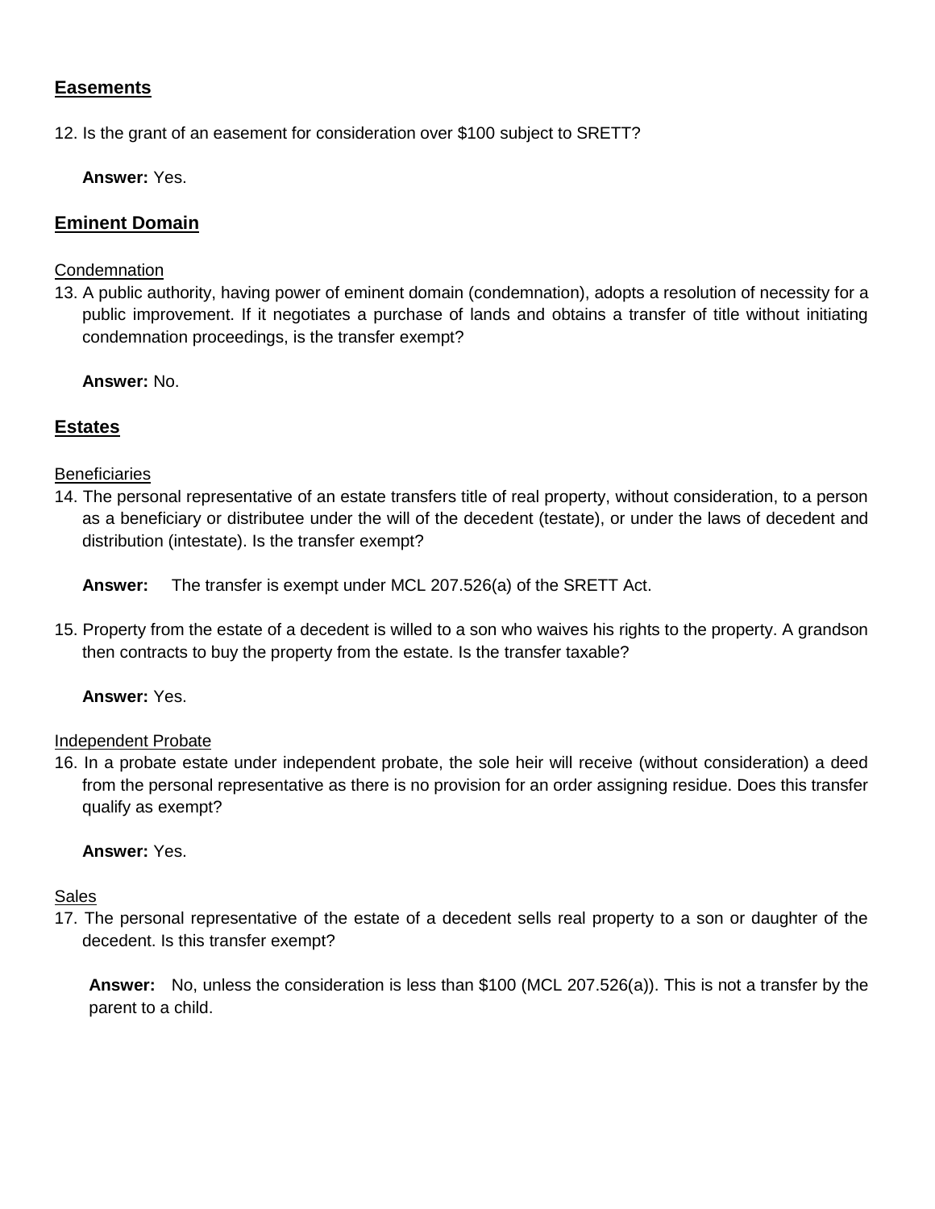## Easements

12. Is the grant of an easement for consideration over $100 subject to SRETT?

    **Answer:** Yes.

## Eminent Domain

Condemnation

13. A public authority, having power of eminent domain (condemnation), adopts a resolution of necessity for a public improvement. If it negotiates a purchase of lands and obtains a transfer of title without initiating condemnation proceedings, is the transfer exempt?

    **Answer:** No.

## Estates

Beneficiaries

14. The personal representative of an estate transfers title of real property, without consideration, to a person as a beneficiary or distributee under the will of the decedent (testate), or under the laws of decedent and distribution (intestate). Is the transfer exempt?

    **Answer:** The transfer is exempt under MCL 207.526(a) of the SRETT Act.

15. Property from the estate of a decedent is willed to a son who waives his rights to the property. A grandson then contracts to buy the property from the estate. Is the transfer taxable?

    **Answer:** Yes.

Independent Probate

16. In a probate estate under independent probate, the sole heir will receive (without consideration) a deed from the personal representative as there is no provision for an order assigning residue. Does this transfer qualify as exempt?

    **Answer:** Yes.

Sales

17. The personal representative of the estate of a decedent sells real property to a son or daughter of the decedent. Is this transfer exempt?

    **Answer:** No, unless the consideration is less than $100 (MCL 207.526(a)). This is not a transfer by the parent to a child.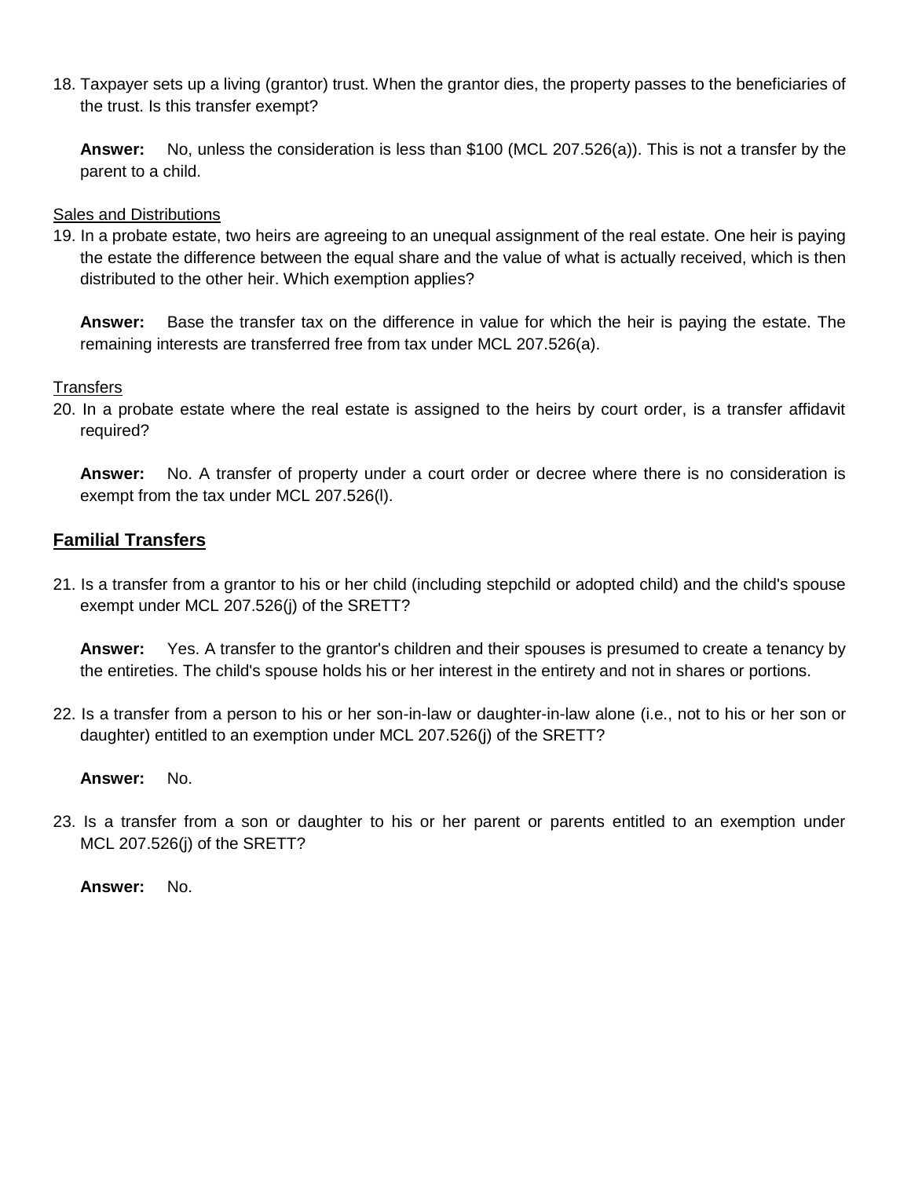18. Taxpayer sets up a living (grantor) trust. When the grantor dies, the property passes to the beneficiaries of the trust. Is this transfer exempt?

    **Answer:** No, unless the consideration is less than $100 (MCL 207.526(a)). This is not a transfer by the parent to a child.

<u>Sales and Distributions</u>

19. In a probate estate, two heirs are agreeing to an unequal assignment of the real estate. One heir is paying the estate the difference between the equal share and the value of what is actually received, which is then distributed to the other heir. Which exemption applies?

    **Answer:** Base the transfer tax on the difference in value for which the heir is paying the estate. The remaining interests are transferred free from tax under MCL 207.526(a).

<u>Transfers</u>

20. In a probate estate where the real estate is assigned to the heirs by court order, is a transfer affidavit required?

    **Answer:** No. A transfer of property under a court order or decree where there is no consideration is exempt from the tax under MCL 207.526(l).

## Familial Transfers

21. Is a transfer from a grantor to his or her child (including stepchild or adopted child) and the child's spouse exempt under MCL 207.526(j) of the SRETT?

    **Answer:** Yes. A transfer to the grantor's children and their spouses is presumed to create a tenancy by the entireties. The child's spouse holds his or her interest in the entirety and not in shares or portions.

22. Is a transfer from a person to his or her son-in-law or daughter-in-law alone (i.e., not to his or her son or daughter) entitled to an exemption under MCL 207.526(j) of the SRETT?

    **Answer:** No.

23. Is a transfer from a son or daughter to his or her parent or parents entitled to an exemption under MCL 207.526(j) of the SRETT?

    **Answer:** No.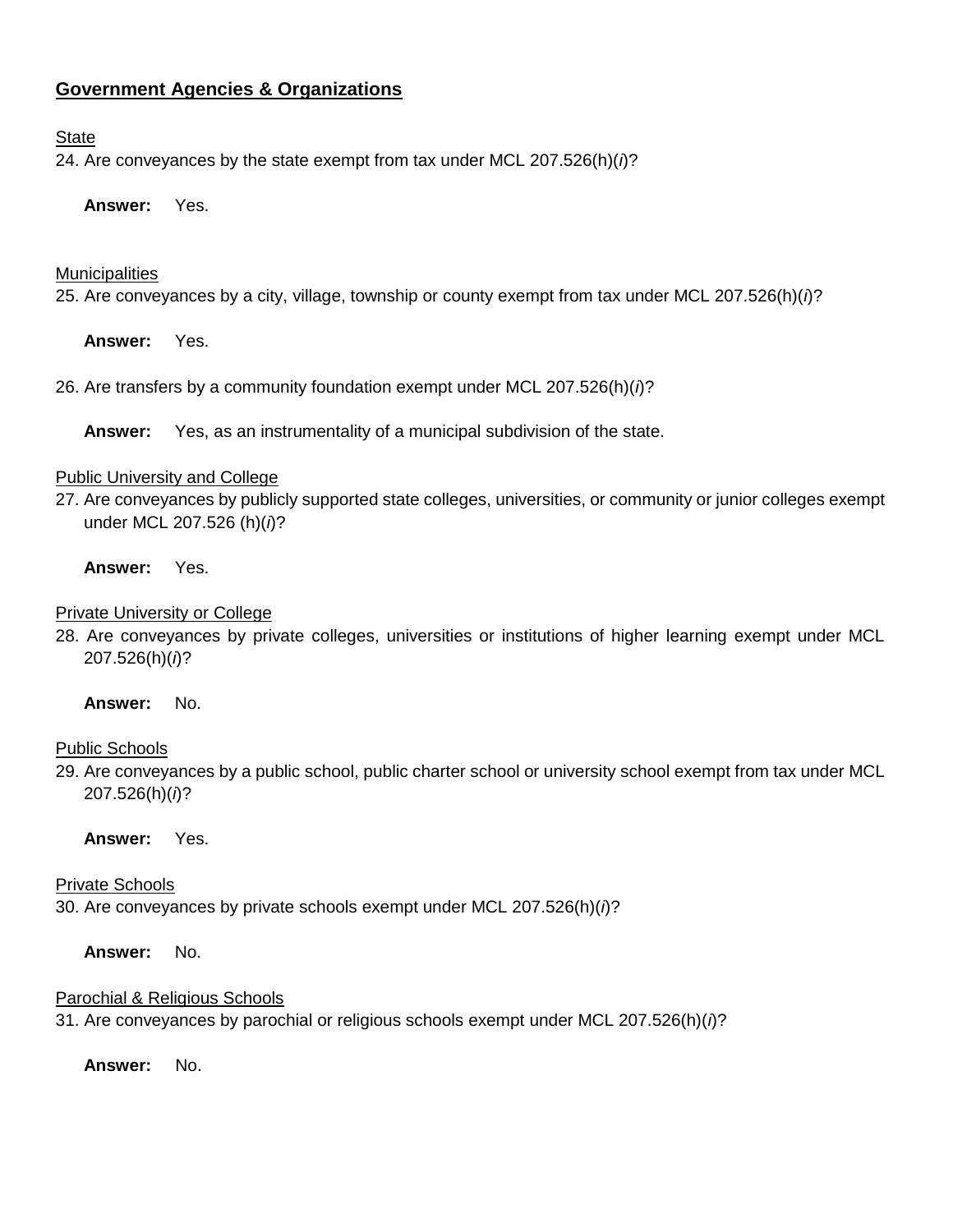## Government Agencies & Organizations

State

24. Are conveyances by the state exempt from tax under MCL 207.526(h)(*i*)?

    **Answer:** Yes.

Municipalities

25. Are conveyances by a city, village, township or county exempt from tax under MCL 207.526(h)(*i*)?

    **Answer:** Yes.

26. Are transfers by a community foundation exempt under MCL 207.526(h)(*i*)?

    **Answer:** Yes, as an instrumentality of a municipal subdivision of the state.

Public University and College

27. Are conveyances by publicly supported state colleges, universities, or community or junior colleges exempt under MCL 207.526 (h)(*i*)?

    **Answer:** Yes.

Private University or College

28. Are conveyances by private colleges, universities or institutions of higher learning exempt under MCL 207.526(h)(*i*)?

    **Answer:** No.

Public Schools

29. Are conveyances by a public school, public charter school or university school exempt from tax under MCL 207.526(h)(*i*)?

    **Answer:** Yes.

Private Schools

30. Are conveyances by private schools exempt under MCL 207.526(h)(*i*)?

    **Answer:** No.

Parochial & Religious Schools

31. Are conveyances by parochial or religious schools exempt under MCL 207.526(h)(*i*)?

    **Answer:** No.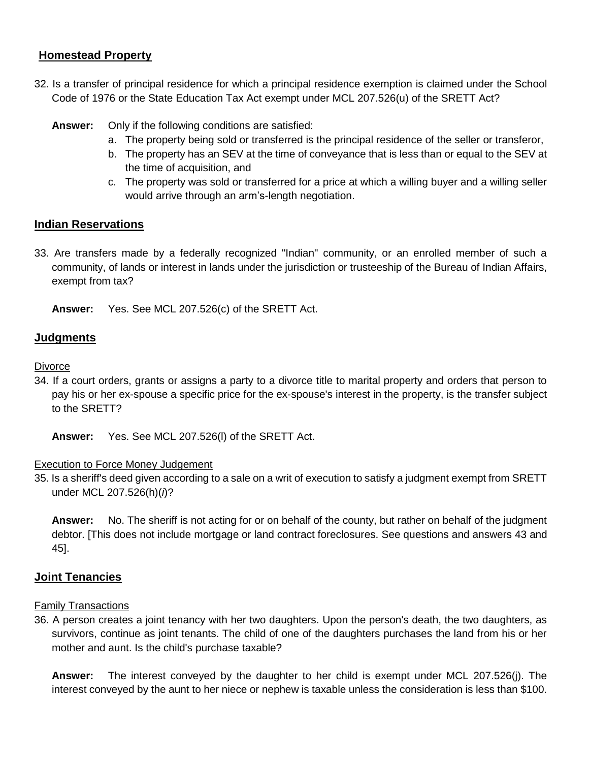## Homestead Property

32. Is a transfer of principal residence for which a principal residence exemption is claimed under the School Code of 1976 or the State Education Tax Act exempt under MCL 207.526(u) of the SRETT Act?

    **Answer:** Only if the following conditions are satisfied:

    a. The property being sold or transferred is the principal residence of the seller or transferor,
    b. The property has an SEV at the time of conveyance that is less than or equal to the SEV at the time of acquisition, and
    c. The property was sold or transferred for a price at which a willing buyer and a willing seller would arrive through an arm's-length negotiation.

## Indian Reservations

33. Are transfers made by a federally recognized "Indian" community, or an enrolled member of such a community, of lands or interest in lands under the jurisdiction or trusteeship of the Bureau of Indian Affairs, exempt from tax?

    **Answer:** Yes. See MCL 207.526(c) of the SRETT Act.

## Judgments

Divorce

34. If a court orders, grants or assigns a party to a divorce title to marital property and orders that person to pay his or her ex-spouse a specific price for the ex-spouse's interest in the property, is the transfer subject to the SRETT?

    **Answer:** Yes. See MCL 207.526(l) of the SRETT Act.

Execution to Force Money Judgement

35. Is a sheriff's deed given according to a sale on a writ of execution to satisfy a judgment exempt from SRETT under MCL 207.526(h)(*i*)?

    **Answer:** No. The sheriff is not acting for or on behalf of the county, but rather on behalf of the judgment debtor. [This does not include mortgage or land contract foreclosures. See questions and answers 43 and 45].

## Joint Tenancies

Family Transactions

36. A person creates a joint tenancy with her two daughters. Upon the person's death, the two daughters, as survivors, continue as joint tenants. The child of one of the daughters purchases the land from his or her mother and aunt. Is the child's purchase taxable?

    **Answer:** The interest conveyed by the daughter to her child is exempt under MCL 207.526(j). The interest conveyed by the aunt to her niece or nephew is taxable unless the consideration is less than $100.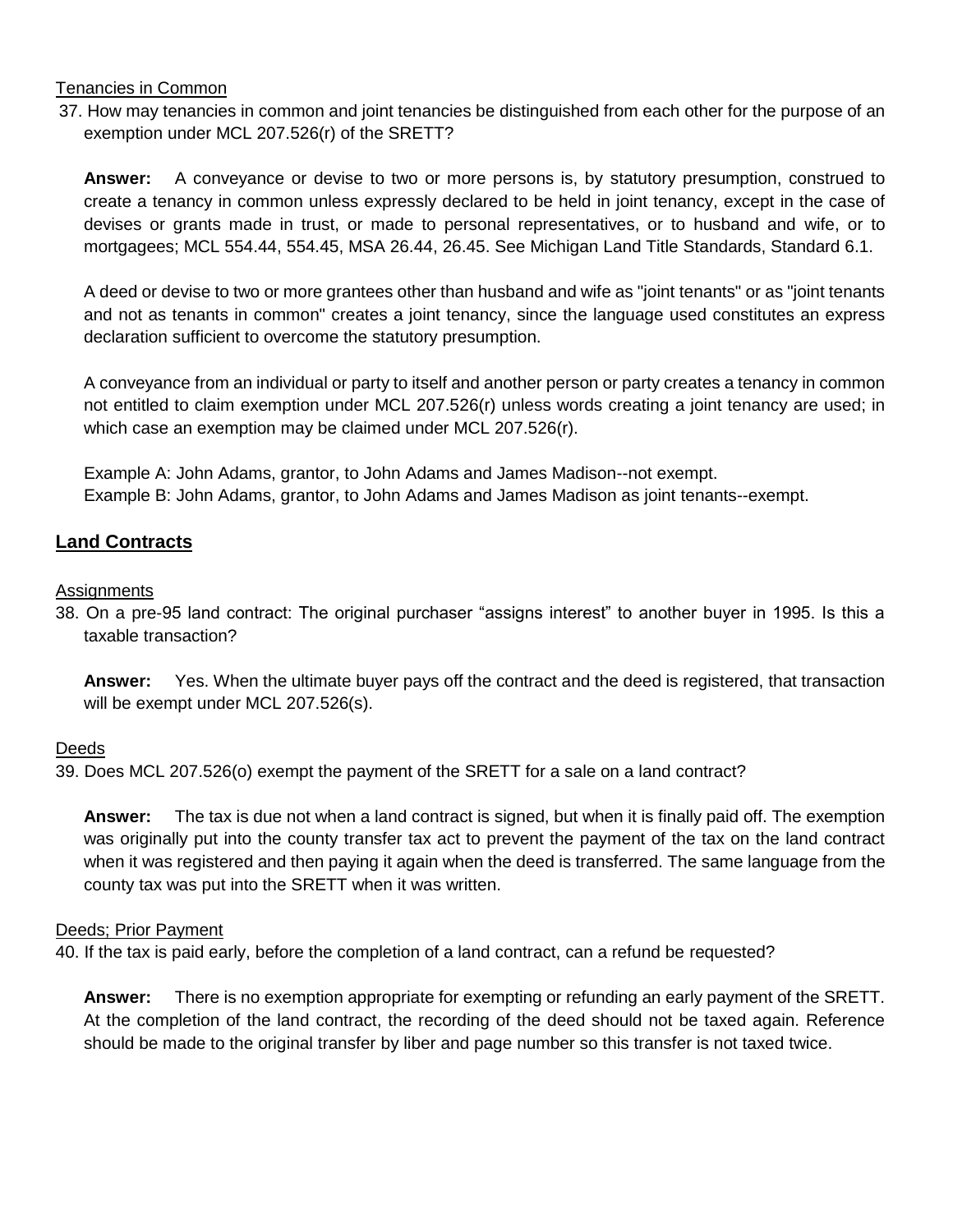Tenancies in Common

37. How may tenancies in common and joint tenancies be distinguished from each other for the purpose of an exemption under MCL 207.526(r) of the SRETT?

**Answer:** A conveyance or devise to two or more persons is, by statutory presumption, construed to create a tenancy in common unless expressly declared to be held in joint tenancy, except in the case of devises or grants made in trust, or made to personal representatives, or to husband and wife, or to mortgagees; MCL 554.44, 554.45, MSA 26.44, 26.45. See Michigan Land Title Standards, Standard 6.1.

A deed or devise to two or more grantees other than husband and wife as "joint tenants" or as "joint tenants and not as tenants in common" creates a joint tenancy, since the language used constitutes an express declaration sufficient to overcome the statutory presumption.

A conveyance from an individual or party to itself and another person or party creates a tenancy in common not entitled to claim exemption under MCL 207.526(r) unless words creating a joint tenancy are used; in which case an exemption may be claimed under MCL 207.526(r).

Example A: John Adams, grantor, to John Adams and James Madison--not exempt.
Example B: John Adams, grantor, to John Adams and James Madison as joint tenants--exempt.

## Land Contracts

Assignments

38. On a pre-95 land contract: The original purchaser "assigns interest" to another buyer in 1995. Is this a taxable transaction?

**Answer:** Yes. When the ultimate buyer pays off the contract and the deed is registered, that transaction will be exempt under MCL 207.526(s).

Deeds

39. Does MCL 207.526(o) exempt the payment of the SRETT for a sale on a land contract?

**Answer:** The tax is due not when a land contract is signed, but when it is finally paid off. The exemption was originally put into the county transfer tax act to prevent the payment of the tax on the land contract when it was registered and then paying it again when the deed is transferred. The same language from the county tax was put into the SRETT when it was written.

Deeds; Prior Payment

40. If the tax is paid early, before the completion of a land contract, can a refund be requested?

**Answer:** There is no exemption appropriate for exempting or refunding an early payment of the SRETT. At the completion of the land contract, the recording of the deed should not be taxed again. Reference should be made to the original transfer by liber and page number so this transfer is not taxed twice.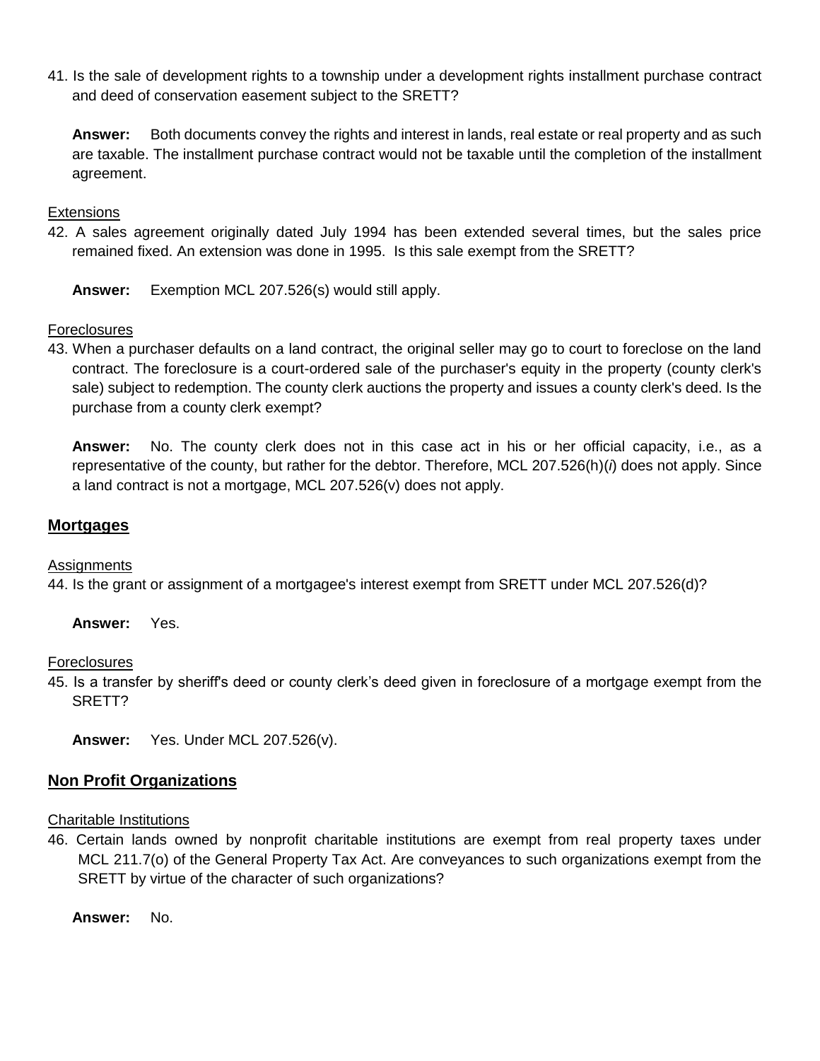41. Is the sale of development rights to a township under a development rights installment purchase contract and deed of conservation easement subject to the SRETT?

    **Answer:** Both documents convey the rights and interest in lands, real estate or real property and as such are taxable. The installment purchase contract would not be taxable until the completion of the installment agreement.

Extensions

42. A sales agreement originally dated July 1994 has been extended several times, but the sales price remained fixed. An extension was done in 1995. Is this sale exempt from the SRETT?

    **Answer:** Exemption MCL 207.526(s) would still apply.

Foreclosures

43. When a purchaser defaults on a land contract, the original seller may go to court to foreclose on the land contract. The foreclosure is a court-ordered sale of the purchaser's equity in the property (county clerk's sale) subject to redemption. The county clerk auctions the property and issues a county clerk's deed. Is the purchase from a county clerk exempt?

    **Answer:** No. The county clerk does not in this case act in his or her official capacity, i.e., as a representative of the county, but rather for the debtor. Therefore, MCL 207.526(h)(*i*) does not apply. Since a land contract is not a mortgage, MCL 207.526(v) does not apply.

## Mortgages

Assignments

44. Is the grant or assignment of a mortgagee's interest exempt from SRETT under MCL 207.526(d)?

    **Answer:** Yes.

Foreclosures

45. Is a transfer by sheriff's deed or county clerk's deed given in foreclosure of a mortgage exempt from the SRETT?

    **Answer:** Yes. Under MCL 207.526(v).

## Non Profit Organizations

Charitable Institutions

46. Certain lands owned by nonprofit charitable institutions are exempt from real property taxes under MCL 211.7(o) of the General Property Tax Act. Are conveyances to such organizations exempt from the SRETT by virtue of the character of such organizations?

    **Answer:** No.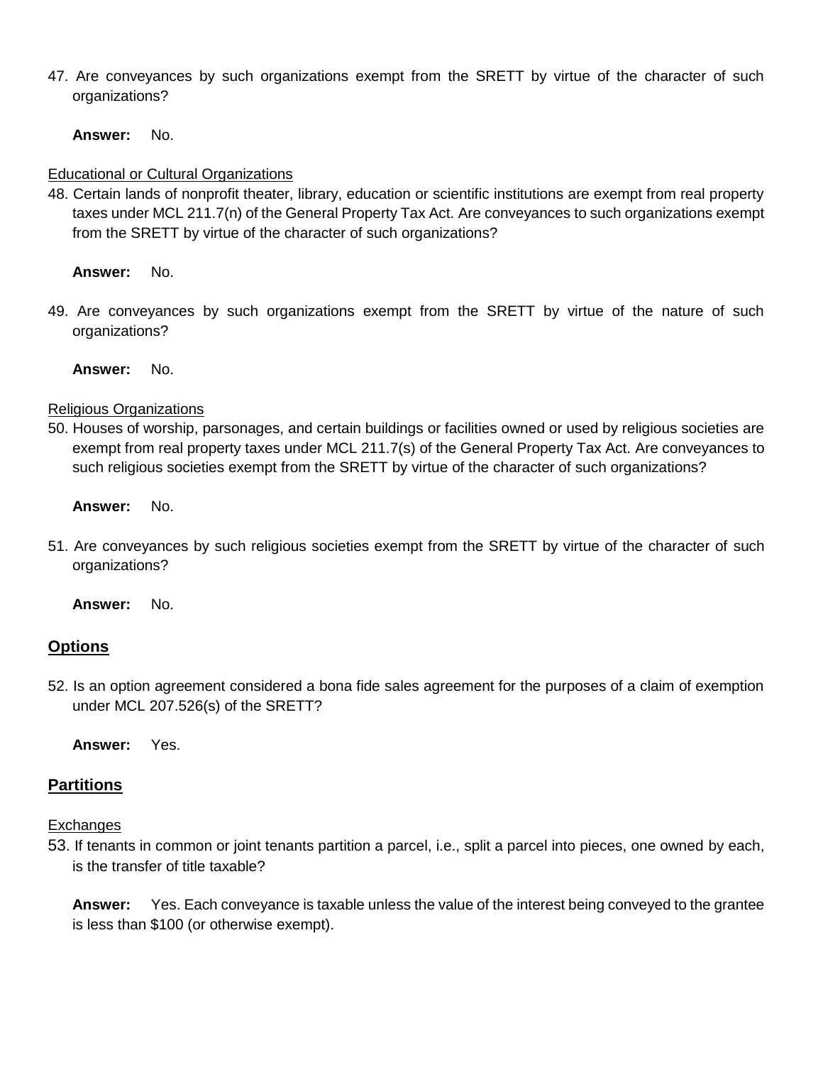47. Are conveyances by such organizations exempt from the SRETT by virtue of the character of such organizations?

    **Answer:** No.

Educational or Cultural Organizations

48. Certain lands of nonprofit theater, library, education or scientific institutions are exempt from real property taxes under MCL 211.7(n) of the General Property Tax Act. Are conveyances to such organizations exempt from the SRETT by virtue of the character of such organizations?

    **Answer:** No.

49. Are conveyances by such organizations exempt from the SRETT by virtue of the nature of such organizations?

    **Answer:** No.

Religious Organizations

50. Houses of worship, parsonages, and certain buildings or facilities owned or used by religious societies are exempt from real property taxes under MCL 211.7(s) of the General Property Tax Act. Are conveyances to such religious societies exempt from the SRETT by virtue of the character of such organizations?

    **Answer:** No.

51. Are conveyances by such religious societies exempt from the SRETT by virtue of the character of such organizations?

    **Answer:** No.

## Options

52. Is an option agreement considered a bona fide sales agreement for the purposes of a claim of exemption under MCL 207.526(s) of the SRETT?

    **Answer:** Yes.

## Partitions

Exchanges

53. If tenants in common or joint tenants partition a parcel, i.e., split a parcel into pieces, one owned by each, is the transfer of title taxable?

    **Answer:** Yes. Each conveyance is taxable unless the value of the interest being conveyed to the grantee is less than $100 (or otherwise exempt).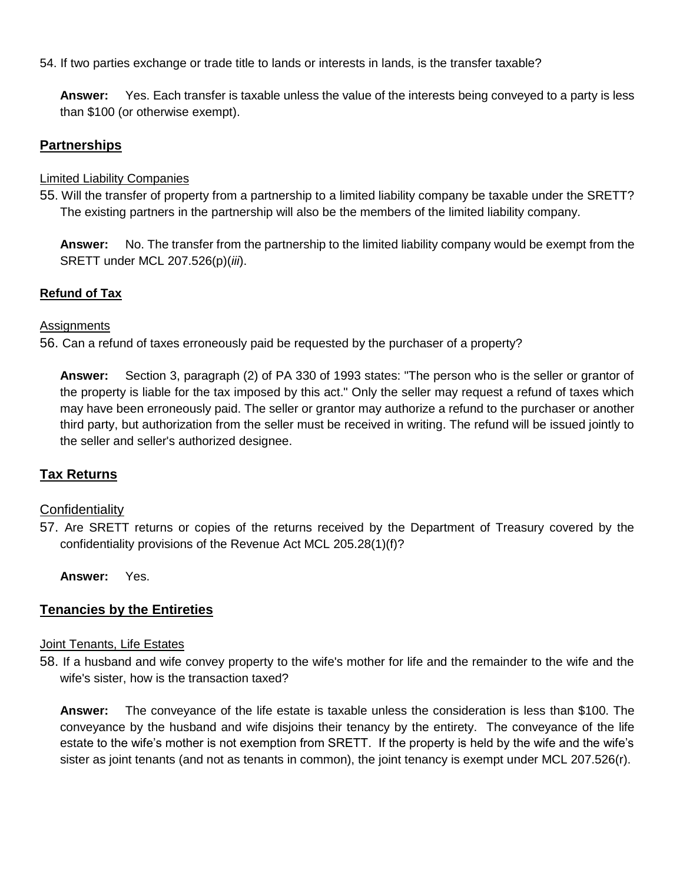54. If two parties exchange or trade title to lands or interests in lands, is the transfer taxable?

**Answer:** Yes. Each transfer is taxable unless the value of the interests being conveyed to a party is less than $100 (or otherwise exempt).

## Partnerships

Limited Liability Companies

55. Will the transfer of property from a partnership to a limited liability company be taxable under the SRETT? The existing partners in the partnership will also be the members of the limited liability company.

**Answer:** No. The transfer from the partnership to the limited liability company would be exempt from the SRETT under MCL 207.526(p)(*iii*).

## Refund of Tax

Assignments

56. Can a refund of taxes erroneously paid be requested by the purchaser of a property?

**Answer:** Section 3, paragraph (2) of PA 330 of 1993 states: "The person who is the seller or grantor of the property is liable for the tax imposed by this act." Only the seller may request a refund of taxes which may have been erroneously paid. The seller or grantor may authorize a refund to the purchaser or another third party, but authorization from the seller must be received in writing. The refund will be issued jointly to the seller and seller's authorized designee.

## Tax Returns

Confidentiality

57. Are SRETT returns or copies of the returns received by the Department of Treasury covered by the confidentiality provisions of the Revenue Act MCL 205.28(1)(f)?

**Answer:** Yes.

## Tenancies by the Entireties

Joint Tenants, Life Estates

58. If a husband and wife convey property to the wife's mother for life and the remainder to the wife and the wife's sister, how is the transaction taxed?

**Answer:** The conveyance of the life estate is taxable unless the consideration is less than $100. The conveyance by the husband and wife disjoins their tenancy by the entirety. The conveyance of the life estate to the wife's mother is not exemption from SRETT. If the property is held by the wife and the wife's sister as joint tenants (and not as tenants in common), the joint tenancy is exempt under MCL 207.526(r).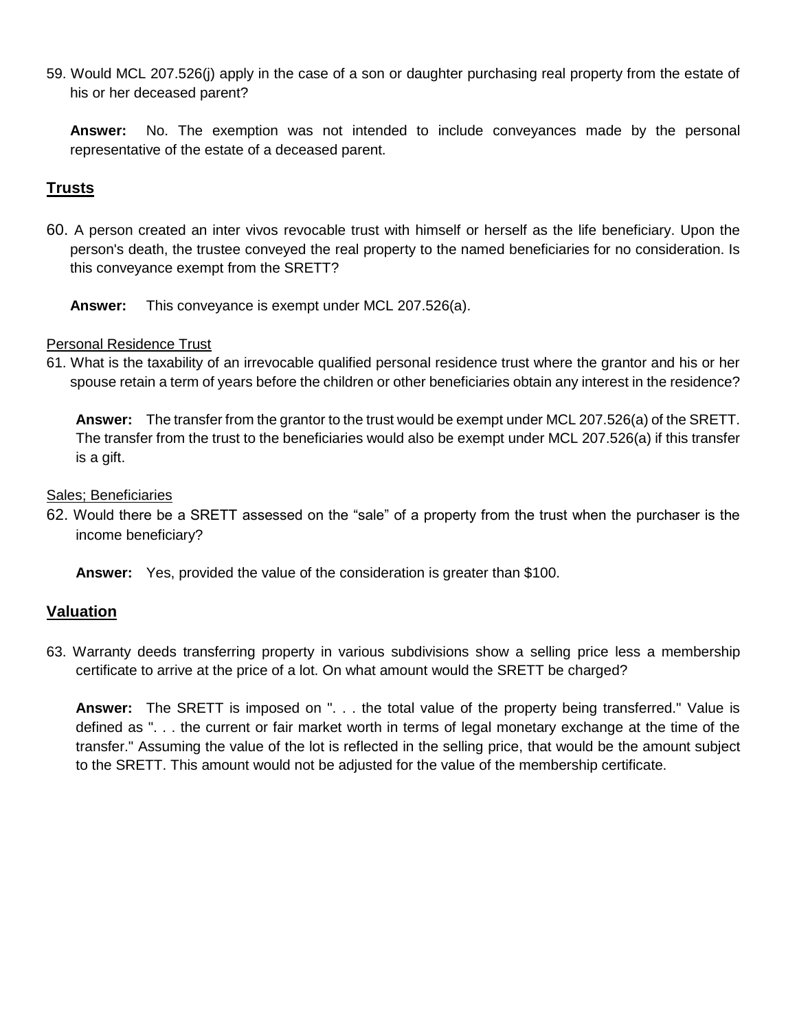59. Would MCL 207.526(j) apply in the case of a son or daughter purchasing real property from the estate of his or her deceased parent?

    **Answer:** No. The exemption was not intended to include conveyances made by the personal representative of the estate of a deceased parent.

## Trusts

60. A person created an inter vivos revocable trust with himself or herself as the life beneficiary. Upon the person's death, the trustee conveyed the real property to the named beneficiaries for no consideration. Is this conveyance exempt from the SRETT?

    **Answer:** This conveyance is exempt under MCL 207.526(a).

Personal Residence Trust

61. What is the taxability of an irrevocable qualified personal residence trust where the grantor and his or her spouse retain a term of years before the children or other beneficiaries obtain any interest in the residence?

    **Answer:** The transfer from the grantor to the trust would be exempt under MCL 207.526(a) of the SRETT. The transfer from the trust to the beneficiaries would also be exempt under MCL 207.526(a) if this transfer is a gift.

Sales; Beneficiaries

62. Would there be a SRETT assessed on the "sale" of a property from the trust when the purchaser is the income beneficiary?

    **Answer:** Yes, provided the value of the consideration is greater than $100.

## Valuation

63. Warranty deeds transferring property in various subdivisions show a selling price less a membership certificate to arrive at the price of a lot. On what amount would the SRETT be charged?

    **Answer:** The SRETT is imposed on ". . . the total value of the property being transferred." Value is defined as ". . . the current or fair market worth in terms of legal monetary exchange at the time of the transfer." Assuming the value of the lot is reflected in the selling price, that would be the amount subject to the SRETT. This amount would not be adjusted for the value of the membership certificate.